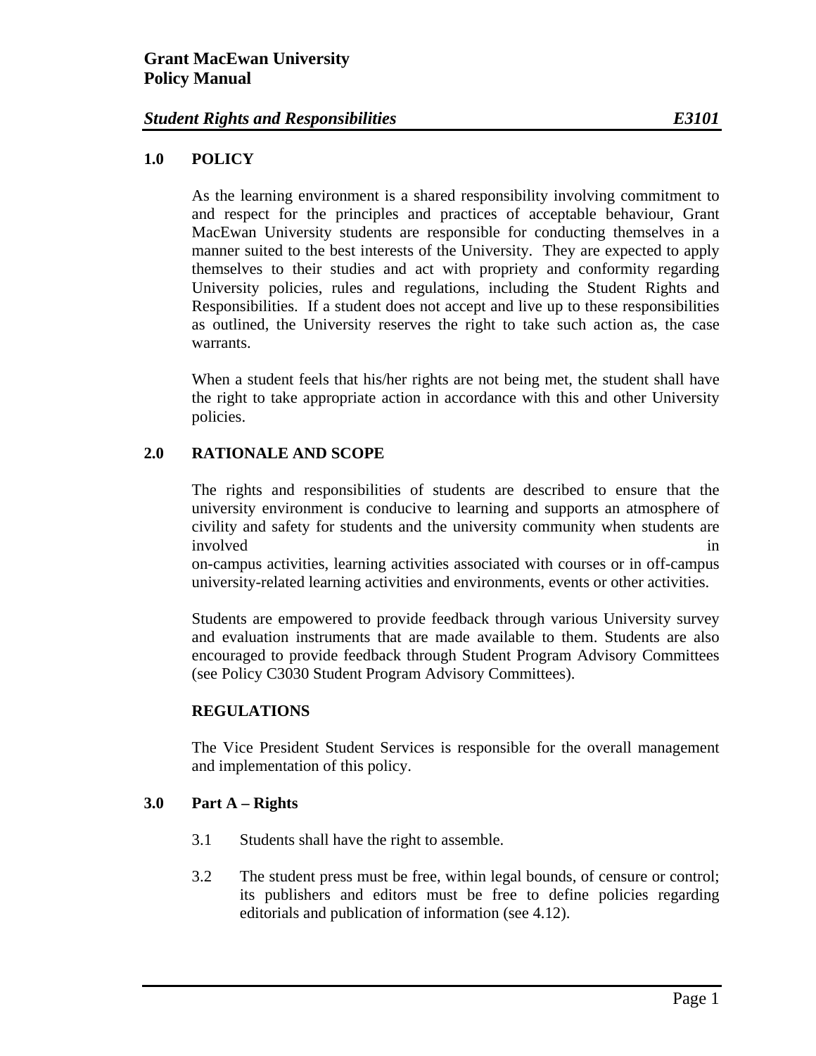**Grant MacEwan University**
**Policy Manual**

***Student Rights and Responsibilities*** ***E3101***

## 1.0 POLICY

As the learning environment is a shared responsibility involving commitment to and respect for the principles and practices of acceptable behaviour, Grant MacEwan University students are responsible for conducting themselves in a manner suited to the best interests of the University. They are expected to apply themselves to their studies and act with propriety and conformity regarding University policies, rules and regulations, including the Student Rights and Responsibilities. If a student does not accept and live up to these responsibilities as outlined, the University reserves the right to take such action as, the case warrants.

When a student feels that his/her rights are not being met, the student shall have the right to take appropriate action in accordance with this and other University policies.

## 2.0 RATIONALE AND SCOPE

The rights and responsibilities of students are described to ensure that the university environment is conducive to learning and supports an atmosphere of civility and safety for students and the university community when students are involved in on-campus activities, learning activities associated with courses or in off-campus university-related learning activities and environments, events or other activities.

Students are empowered to provide feedback through various University survey and evaluation instruments that are made available to them. Students are also encouraged to provide feedback through Student Program Advisory Committees (see Policy C3030 Student Program Advisory Committees).

**REGULATIONS**

The Vice President Student Services is responsible for the overall management and implementation of this policy.

## 3.0 Part A – Rights

3.1 Students shall have the right to assemble.

3.2 The student press must be free, within legal bounds, of censure or control; its publishers and editors must be free to define policies regarding editorials and publication of information (see 4.12).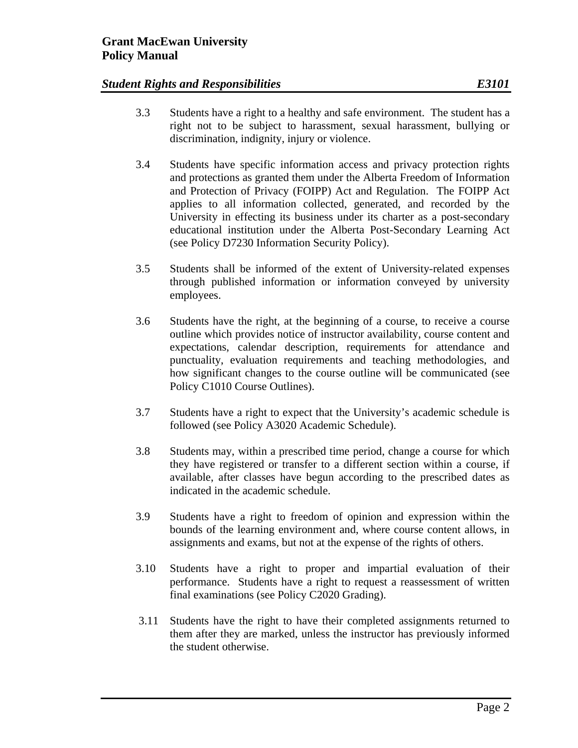3.3 Students have a right to a healthy and safe environment. The student has a right not to be subject to harassment, sexual harassment, bullying or discrimination, indignity, injury or violence.

3.4 Students have specific information access and privacy protection rights and protections as granted them under the Alberta Freedom of Information and Protection of Privacy (FOIPP) Act and Regulation. The FOIPP Act applies to all information collected, generated, and recorded by the University in effecting its business under its charter as a post-secondary educational institution under the Alberta Post-Secondary Learning Act (see Policy D7230 Information Security Policy).

3.5 Students shall be informed of the extent of University-related expenses through published information or information conveyed by university employees.

3.6 Students have the right, at the beginning of a course, to receive a course outline which provides notice of instructor availability, course content and expectations, calendar description, requirements for attendance and punctuality, evaluation requirements and teaching methodologies, and how significant changes to the course outline will be communicated (see Policy C1010 Course Outlines).

3.7 Students have a right to expect that the University's academic schedule is followed (see Policy A3020 Academic Schedule).

3.8 Students may, within a prescribed time period, change a course for which they have registered or transfer to a different section within a course, if available, after classes have begun according to the prescribed dates as indicated in the academic schedule.

3.9 Students have a right to freedom of opinion and expression within the bounds of the learning environment and, where course content allows, in assignments and exams, but not at the expense of the rights of others.

3.10 Students have a right to proper and impartial evaluation of their performance. Students have a right to request a reassessment of written final examinations (see Policy C2020 Grading).

3.11 Students have the right to have their completed assignments returned to them after they are marked, unless the instructor has previously informed the student otherwise.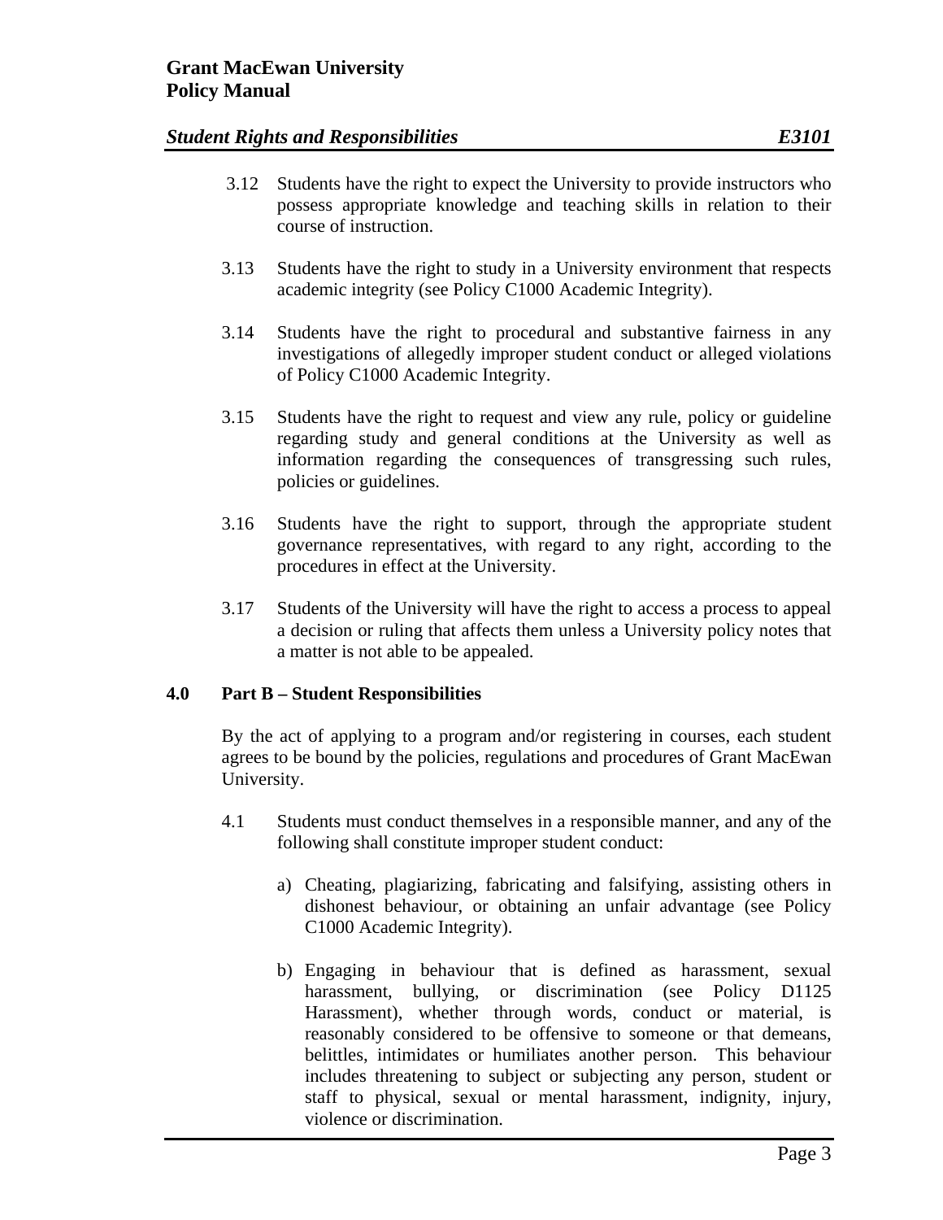3.12 Students have the right to expect the University to provide instructors who possess appropriate knowledge and teaching skills in relation to their course of instruction.

3.13 Students have the right to study in a University environment that respects academic integrity (see Policy C1000 Academic Integrity).

3.14 Students have the right to procedural and substantive fairness in any investigations of allegedly improper student conduct or alleged violations of Policy C1000 Academic Integrity.

3.15 Students have the right to request and view any rule, policy or guideline regarding study and general conditions at the University as well as information regarding the consequences of transgressing such rules, policies or guidelines.

3.16 Students have the right to support, through the appropriate student governance representatives, with regard to any right, according to the procedures in effect at the University.

3.17 Students of the University will have the right to access a process to appeal a decision or ruling that affects them unless a University policy notes that a matter is not able to be appealed.

## 4.0 Part B – Student Responsibilities

By the act of applying to a program and/or registering in courses, each student agrees to be bound by the policies, regulations and procedures of Grant MacEwan University.

4.1 Students must conduct themselves in a responsible manner, and any of the following shall constitute improper student conduct:

a) Cheating, plagiarizing, fabricating and falsifying, assisting others in dishonest behaviour, or obtaining an unfair advantage (see Policy C1000 Academic Integrity).

b) Engaging in behaviour that is defined as harassment, sexual harassment, bullying, or discrimination (see Policy D1125 Harassment), whether through words, conduct or material, is reasonably considered to be offensive to someone or that demeans, belittles, intimidates or humiliates another person. This behaviour includes threatening to subject or subjecting any person, student or staff to physical, sexual or mental harassment, indignity, injury, violence or discrimination.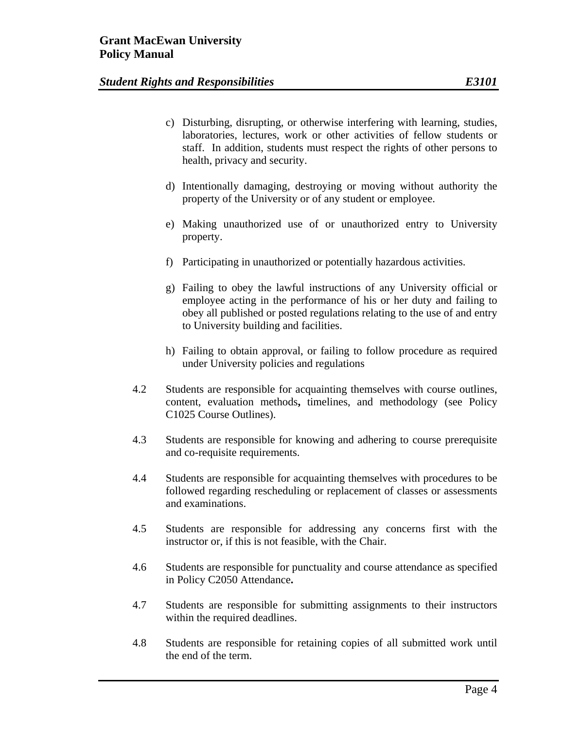c) Disturbing, disrupting, or otherwise interfering with learning, studies, laboratories, lectures, work or other activities of fellow students or staff. In addition, students must respect the rights of other persons to health, privacy and security.

d) Intentionally damaging, destroying or moving without authority the property of the University or of any student or employee.

e) Making unauthorized use of or unauthorized entry to University property.

f) Participating in unauthorized or potentially hazardous activities.

g) Failing to obey the lawful instructions of any University official or employee acting in the performance of his or her duty and failing to obey all published or posted regulations relating to the use of and entry to University building and facilities.

h) Failing to obtain approval, or failing to follow procedure as required under University policies and regulations

4.2 Students are responsible for acquainting themselves with course outlines, content, evaluation methods**,** timelines, and methodology (see Policy C1025 Course Outlines).

4.3 Students are responsible for knowing and adhering to course prerequisite and co-requisite requirements.

4.4 Students are responsible for acquainting themselves with procedures to be followed regarding rescheduling or replacement of classes or assessments and examinations.

4.5 Students are responsible for addressing any concerns first with the instructor or, if this is not feasible, with the Chair.

4.6 Students are responsible for punctuality and course attendance as specified in Policy C2050 Attendance**.**

4.7 Students are responsible for submitting assignments to their instructors within the required deadlines.

4.8 Students are responsible for retaining copies of all submitted work until the end of the term.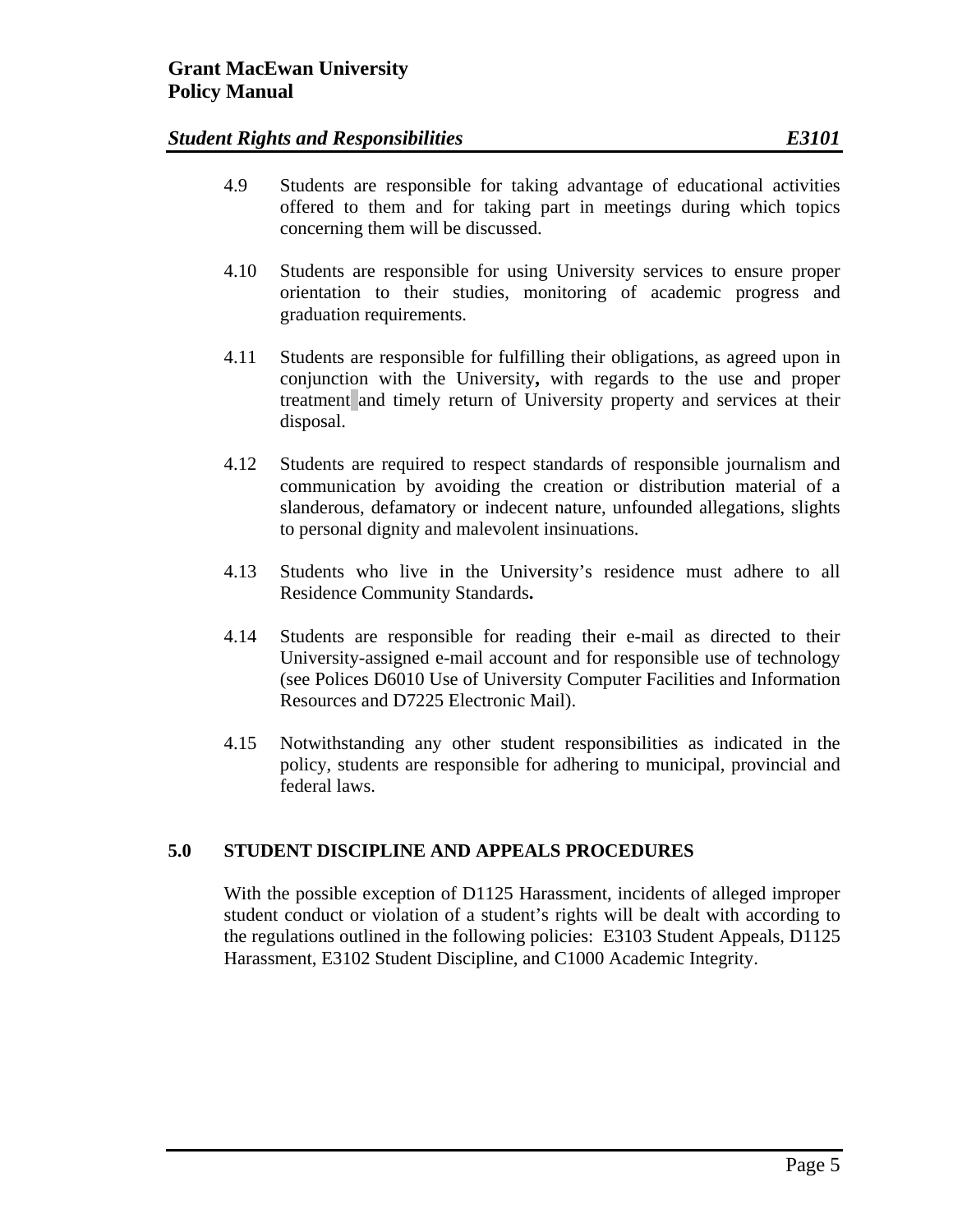4.9 Students are responsible for taking advantage of educational activities offered to them and for taking part in meetings during which topics concerning them will be discussed.

4.10 Students are responsible for using University services to ensure proper orientation to their studies, monitoring of academic progress and graduation requirements.

4.11 Students are responsible for fulfilling their obligations, as agreed upon in conjunction with the University**,** with regards to the use and proper treatment and timely return of University property and services at their disposal.

4.12 Students are required to respect standards of responsible journalism and communication by avoiding the creation or distribution material of a slanderous, defamatory or indecent nature, unfounded allegations, slights to personal dignity and malevolent insinuations.

4.13 Students who live in the University's residence must adhere to all Residence Community Standards**.**

4.14 Students are responsible for reading their e-mail as directed to their University-assigned e-mail account and for responsible use of technology (see Polices D6010 Use of University Computer Facilities and Information Resources and D7225 Electronic Mail).

4.15 Notwithstanding any other student responsibilities as indicated in the policy, students are responsible for adhering to municipal, provincial and federal laws.

## 5.0 STUDENT DISCIPLINE AND APPEALS PROCEDURES

With the possible exception of D1125 Harassment, incidents of alleged improper student conduct or violation of a student's rights will be dealt with according to the regulations outlined in the following policies: E3103 Student Appeals, D1125 Harassment, E3102 Student Discipline, and C1000 Academic Integrity.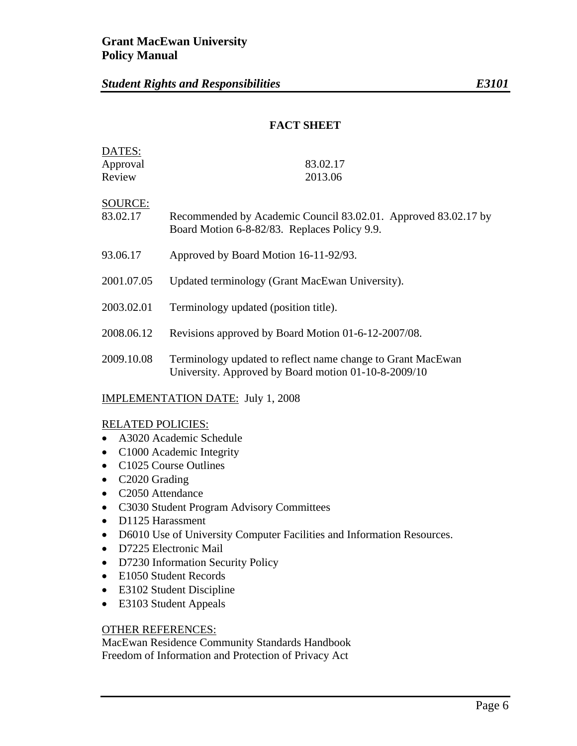**FACT SHEET**

DATES:

| | |
|---|---|
| Approval | 83.02.17 |
| Review | 2013.06 |

SOURCE:

| | |
|---|---|
| 83.02.17 | Recommended by Academic Council 83.02.01. Approved 83.02.17 by Board Motion 6-8-82/83. Replaces Policy 9.9. |
| 93.06.17 | Approved by Board Motion 16-11-92/93. |
| 2001.07.05 | Updated terminology (Grant MacEwan University). |
| 2003.02.01 | Terminology updated (position title). |
| 2008.06.12 | Revisions approved by Board Motion 01-6-12-2007/08. |
| 2009.10.08 | Terminology updated to reflect name change to Grant MacEwan University. Approved by Board motion 01-10-8-2009/10 |

IMPLEMENTATION DATE: July 1, 2008

RELATED POLICIES:

- A3020 Academic Schedule
- C1000 Academic Integrity
- C1025 Course Outlines
- C2020 Grading
- C2050 Attendance
- C3030 Student Program Advisory Committees
- D1125 Harassment
- D6010 Use of University Computer Facilities and Information Resources.
- D7225 Electronic Mail
- D7230 Information Security Policy
- E1050 Student Records
- E3102 Student Discipline
- E3103 Student Appeals

OTHER REFERENCES:

MacEwan Residence Community Standards Handbook
Freedom of Information and Protection of Privacy Act